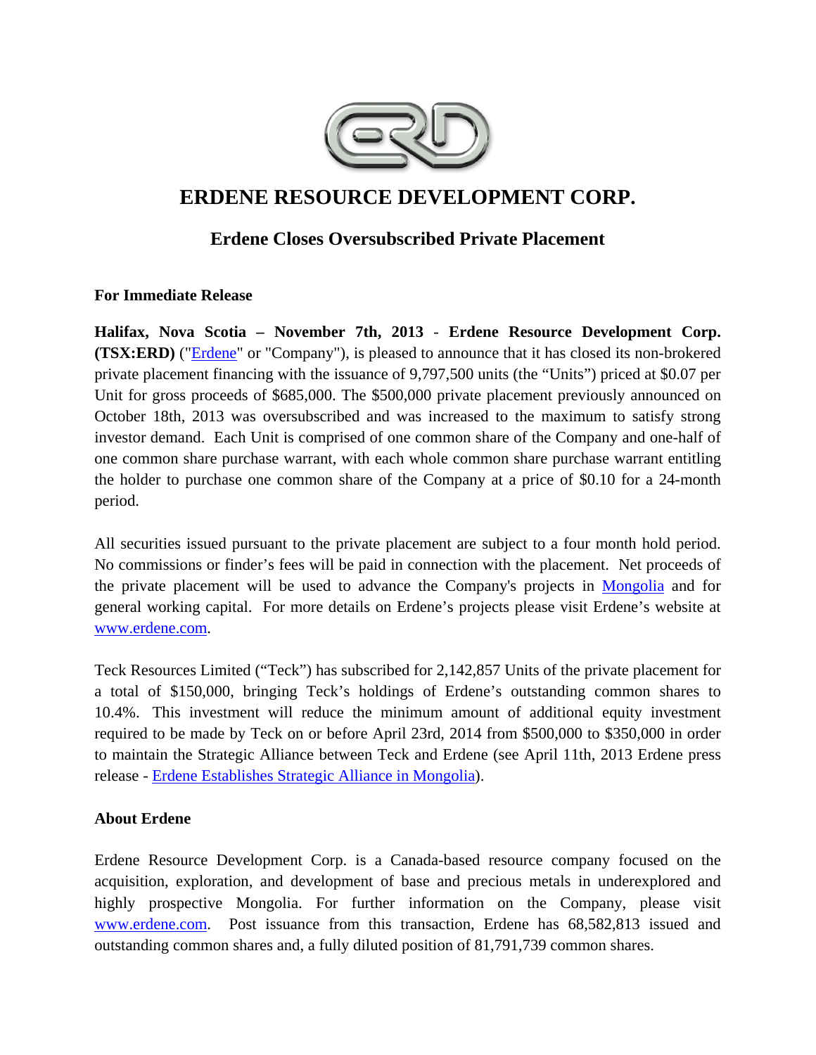# ERDENE RESOURCE DEVELOPMENT CORP.

## Erdene Closes Oversubscribed Private Placement

**For Immediate Release**

**Halifax, Nova Scotia – November 7th, 2013 - Erdene Resource Development Corp. (TSX:ERD)** ("Erdene" or "Company"), is pleased to announce that it has closed its non-brokered private placement financing with the issuance of 9,797,500 units (the "Units") priced at $0.07 per Unit for gross proceeds of $685,000. The $500,000 private placement previously announced on October 18th, 2013 was oversubscribed and was increased to the maximum to satisfy strong investor demand. Each Unit is comprised of one common share of the Company and one-half of one common share purchase warrant, with each whole common share purchase warrant entitling the holder to purchase one common share of the Company at a price of $0.10 for a 24-month period.

All securities issued pursuant to the private placement are subject to a four month hold period. No commissions or finder's fees will be paid in connection with the placement. Net proceeds of the private placement will be used to advance the Company's projects in Mongolia and for general working capital. For more details on Erdene's projects please visit Erdene's website at www.erdene.com.

Teck Resources Limited ("Teck") has subscribed for 2,142,857 Units of the private placement for a total of $150,000, bringing Teck's holdings of Erdene's outstanding common shares to 10.4%. This investment will reduce the minimum amount of additional equity investment required to be made by Teck on or before April 23rd, 2014 from $500,000 to $350,000 in order to maintain the Strategic Alliance between Teck and Erdene (see April 11th, 2013 Erdene press release - Erdene Establishes Strategic Alliance in Mongolia).

**About Erdene**

Erdene Resource Development Corp. is a Canada-based resource company focused on the acquisition, exploration, and development of base and precious metals in underexplored and highly prospective Mongolia. For further information on the Company, please visit www.erdene.com. Post issuance from this transaction, Erdene has 68,582,813 issued and outstanding common shares and, a fully diluted position of 81,791,739 common shares.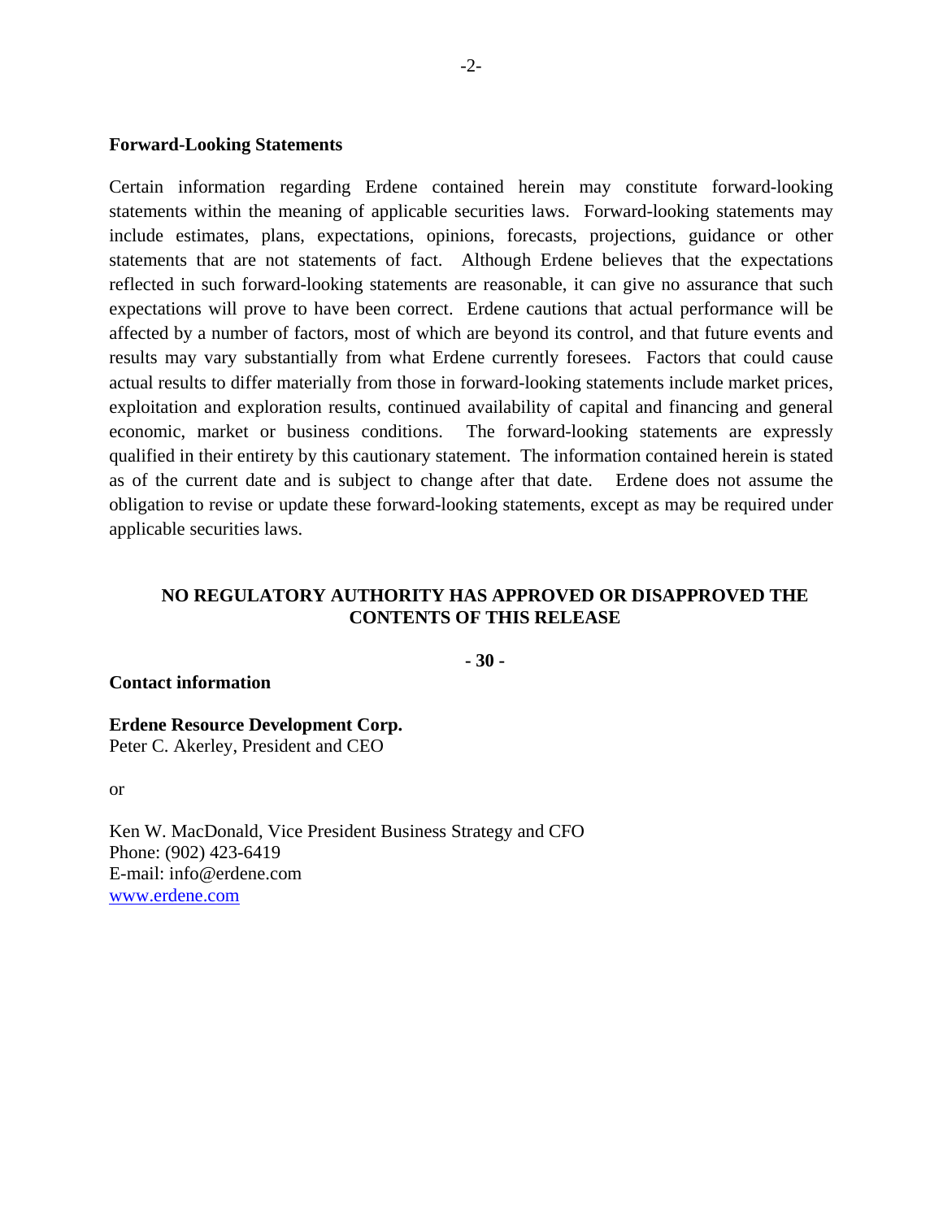**Forward-Looking Statements**

Certain information regarding Erdene contained herein may constitute forward-looking statements within the meaning of applicable securities laws. Forward-looking statements may include estimates, plans, expectations, opinions, forecasts, projections, guidance or other statements that are not statements of fact. Although Erdene believes that the expectations reflected in such forward-looking statements are reasonable, it can give no assurance that such expectations will prove to have been correct. Erdene cautions that actual performance will be affected by a number of factors, most of which are beyond its control, and that future events and results may vary substantially from what Erdene currently foresees. Factors that could cause actual results to differ materially from those in forward-looking statements include market prices, exploitation and exploration results, continued availability of capital and financing and general economic, market or business conditions. The forward-looking statements are expressly qualified in their entirety by this cautionary statement. The information contained herein is stated as of the current date and is subject to change after that date. Erdene does not assume the obligation to revise or update these forward-looking statements, except as may be required under applicable securities laws.

**NO REGULATORY AUTHORITY HAS APPROVED OR DISAPPROVED THE CONTENTS OF THIS RELEASE**

**- 30 -**

**Contact information**

**Erdene Resource Development Corp.**
Peter C. Akerley, President and CEO

or

Ken W. MacDonald, Vice President Business Strategy and CFO
Phone: (902) 423-6419
E-mail: info@erdene.com
www.erdene.com